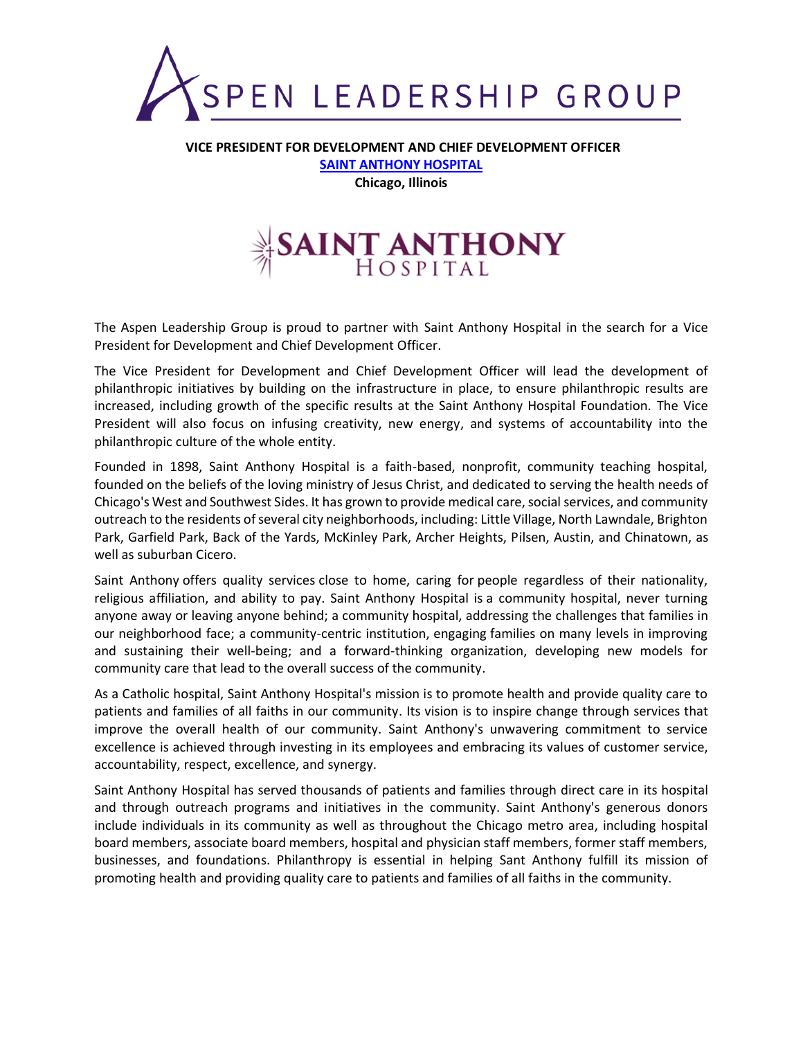# ASPEN LEADERSHIP GROUP

**VICE PRESIDENT FOR DEVELOPMENT AND CHIEF DEVELOPMENT OFFICER**

**SAINT ANTHONY HOSPITAL**

**Chicago, Illinois**

The Aspen Leadership Group is proud to partner with Saint Anthony Hospital in the search for a Vice President for Development and Chief Development Officer.

The Vice President for Development and Chief Development Officer will lead the development of philanthropic initiatives by building on the infrastructure in place, to ensure philanthropic results are increased, including growth of the specific results at the Saint Anthony Hospital Foundation. The Vice President will also focus on infusing creativity, new energy, and systems of accountability into the philanthropic culture of the whole entity.

Founded in 1898, Saint Anthony Hospital is a faith-based, nonprofit, community teaching hospital, founded on the beliefs of the loving ministry of Jesus Christ, and dedicated to serving the health needs of Chicago's West and Southwest Sides. It has grown to provide medical care, social services, and community outreach to the residents of several city neighborhoods, including: Little Village, North Lawndale, Brighton Park, Garfield Park, Back of the Yards, McKinley Park, Archer Heights, Pilsen, Austin, and Chinatown, as well as suburban Cicero.

Saint Anthony offers quality services close to home, caring for people regardless of their nationality, religious affiliation, and ability to pay. Saint Anthony Hospital is a community hospital, never turning anyone away or leaving anyone behind; a community hospital, addressing the challenges that families in our neighborhood face; a community-centric institution, engaging families on many levels in improving and sustaining their well-being; and a forward-thinking organization, developing new models for community care that lead to the overall success of the community.

As a Catholic hospital, Saint Anthony Hospital's mission is to promote health and provide quality care to patients and families of all faiths in our community. Its vision is to inspire change through services that improve the overall health of our community. Saint Anthony's unwavering commitment to service excellence is achieved through investing in its employees and embracing its values of customer service, accountability, respect, excellence, and synergy.

Saint Anthony Hospital has served thousands of patients and families through direct care in its hospital and through outreach programs and initiatives in the community. Saint Anthony's generous donors include individuals in its community as well as throughout the Chicago metro area, including hospital board members, associate board members, hospital and physician staff members, former staff members, businesses, and foundations. Philanthropy is essential in helping Sant Anthony fulfill its mission of promoting health and providing quality care to patients and families of all faiths in the community.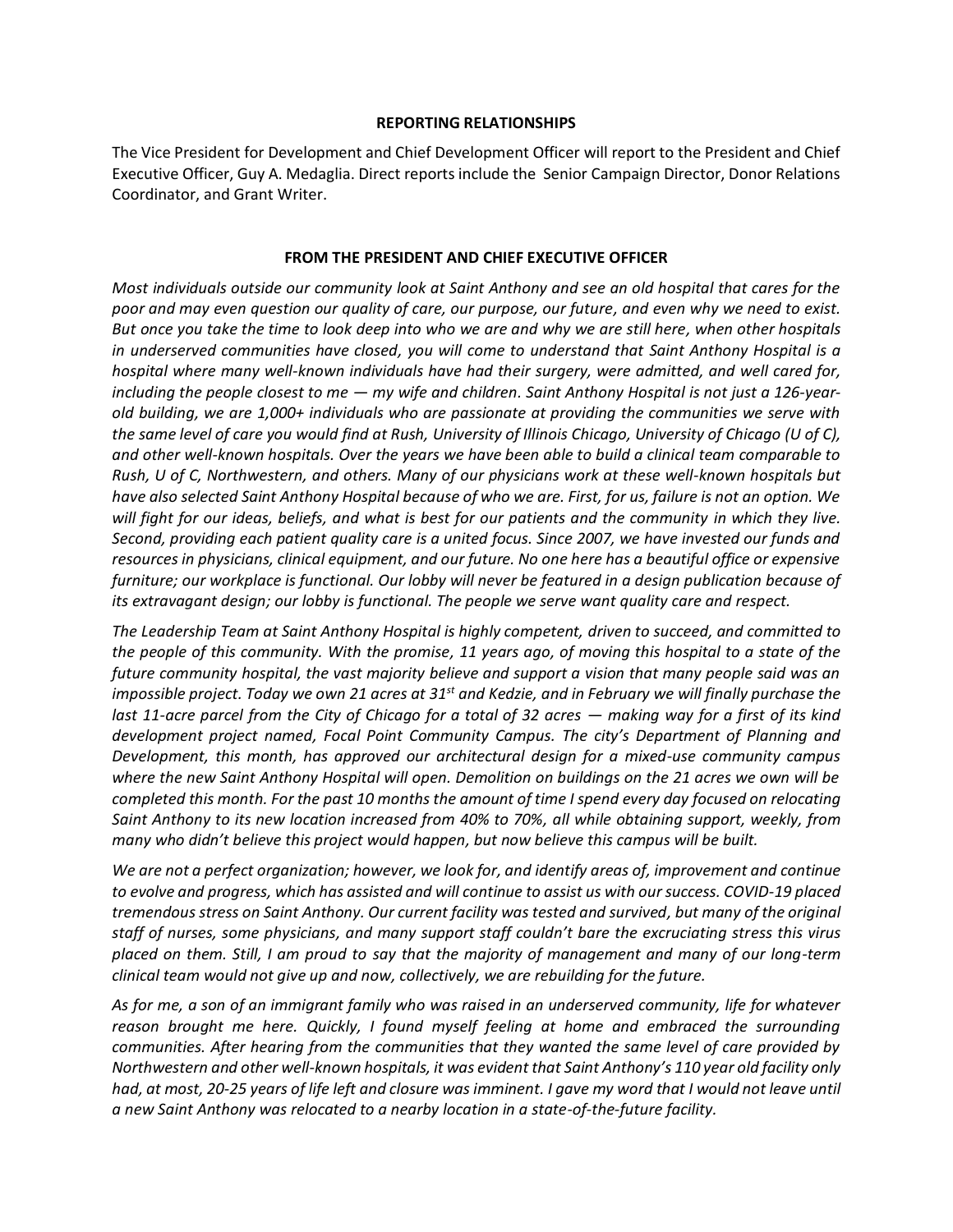## REPORTING RELATIONSHIPS

The Vice President for Development and Chief Development Officer will report to the President and Chief Executive Officer, Guy A. Medaglia. Direct reports include the Senior Campaign Director, Donor Relations Coordinator, and Grant Writer.

## FROM THE PRESIDENT AND CHIEF EXECUTIVE OFFICER

*Most individuals outside our community look at Saint Anthony and see an old hospital that cares for the poor and may even question our quality of care, our purpose, our future, and even why we need to exist. But once you take the time to look deep into who we are and why we are still here, when other hospitals in underserved communities have closed, you will come to understand that Saint Anthony Hospital is a hospital where many well-known individuals have had their surgery, were admitted, and well cared for, including the people closest to me — my wife and children. Saint Anthony Hospital is not just a 126-year-old building, we are 1,000+ individuals who are passionate at providing the communities we serve with the same level of care you would find at Rush, University of Illinois Chicago, University of Chicago (U of C), and other well-known hospitals. Over the years we have been able to build a clinical team comparable to Rush, U of C, Northwestern, and others. Many of our physicians work at these well-known hospitals but have also selected Saint Anthony Hospital because of who we are. First, for us, failure is not an option. We will fight for our ideas, beliefs, and what is best for our patients and the community in which they live. Second, providing each patient quality care is a united focus. Since 2007, we have invested our funds and resources in physicians, clinical equipment, and our future. No one here has a beautiful office or expensive furniture; our workplace is functional. Our lobby will never be featured in a design publication because of its extravagant design; our lobby is functional. The people we serve want quality care and respect.*

*The Leadership Team at Saint Anthony Hospital is highly competent, driven to succeed, and committed to the people of this community. With the promise, 11 years ago, of moving this hospital to a state of the future community hospital, the vast majority believe and support a vision that many people said was an impossible project. Today we own 21 acres at 31st and Kedzie, and in February we will finally purchase the last 11-acre parcel from the City of Chicago for a total of 32 acres — making way for a first of its kind development project named, Focal Point Community Campus. The city's Department of Planning and Development, this month, has approved our architectural design for a mixed-use community campus where the new Saint Anthony Hospital will open. Demolition on buildings on the 21 acres we own will be completed this month. For the past 10 months the amount of time I spend every day focused on relocating Saint Anthony to its new location increased from 40% to 70%, all while obtaining support, weekly, from many who didn't believe this project would happen, but now believe this campus will be built.*

*We are not a perfect organization; however, we look for, and identify areas of, improvement and continue to evolve and progress, which has assisted and will continue to assist us with our success. COVID-19 placed tremendous stress on Saint Anthony. Our current facility was tested and survived, but many of the original staff of nurses, some physicians, and many support staff couldn't bare the excruciating stress this virus placed on them. Still, I am proud to say that the majority of management and many of our long-term clinical team would not give up and now, collectively, we are rebuilding for the future.*

*As for me, a son of an immigrant family who was raised in an underserved community, life for whatever reason brought me here. Quickly, I found myself feeling at home and embraced the surrounding communities. After hearing from the communities that they wanted the same level of care provided by Northwestern and other well-known hospitals, it was evident that Saint Anthony's 110 year old facility only had, at most, 20-25 years of life left and closure was imminent. I gave my word that I would not leave until a new Saint Anthony was relocated to a nearby location in a state-of-the-future facility.*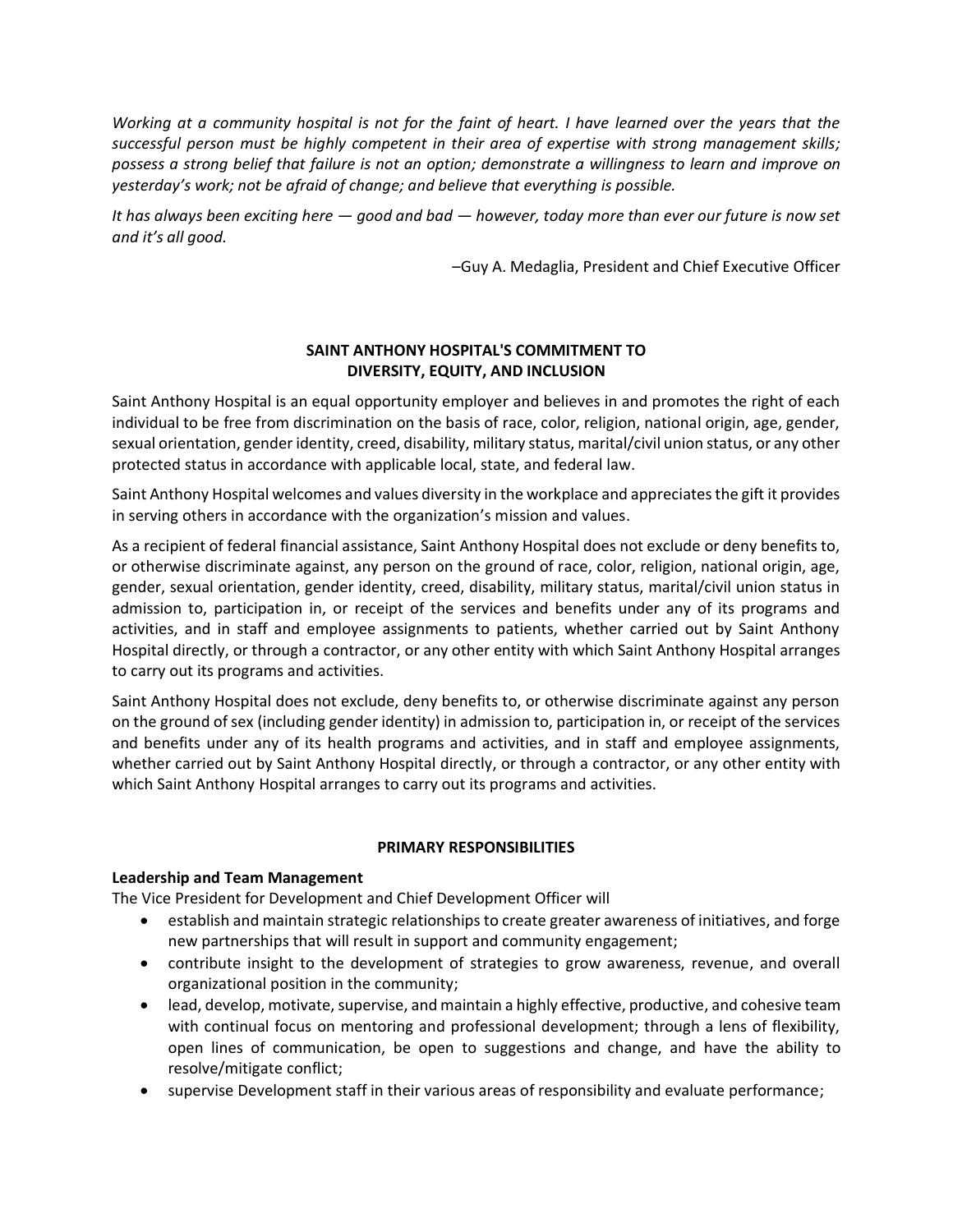*Working at a community hospital is not for the faint of heart. I have learned over the years that the successful person must be highly competent in their area of expertise with strong management skills; possess a strong belief that failure is not an option; demonstrate a willingness to learn and improve on yesterday's work; not be afraid of change; and believe that everything is possible.*

*It has always been exciting here — good and bad — however, today more than ever our future is now set and it's all good.*

–Guy A. Medaglia, President and Chief Executive Officer

## SAINT ANTHONY HOSPITAL'S COMMITMENT TO DIVERSITY, EQUITY, AND INCLUSION

Saint Anthony Hospital is an equal opportunity employer and believes in and promotes the right of each individual to be free from discrimination on the basis of race, color, religion, national origin, age, gender, sexual orientation, gender identity, creed, disability, military status, marital/civil union status, or any other protected status in accordance with applicable local, state, and federal law.

Saint Anthony Hospital welcomes and values diversity in the workplace and appreciates the gift it provides in serving others in accordance with the organization's mission and values.

As a recipient of federal financial assistance, Saint Anthony Hospital does not exclude or deny benefits to, or otherwise discriminate against, any person on the ground of race, color, religion, national origin, age, gender, sexual orientation, gender identity, creed, disability, military status, marital/civil union status in admission to, participation in, or receipt of the services and benefits under any of its programs and activities, and in staff and employee assignments to patients, whether carried out by Saint Anthony Hospital directly, or through a contractor, or any other entity with which Saint Anthony Hospital arranges to carry out its programs and activities.

Saint Anthony Hospital does not exclude, deny benefits to, or otherwise discriminate against any person on the ground of sex (including gender identity) in admission to, participation in, or receipt of the services and benefits under any of its health programs and activities, and in staff and employee assignments, whether carried out by Saint Anthony Hospital directly, or through a contractor, or any other entity with which Saint Anthony Hospital arranges to carry out its programs and activities.

## PRIMARY RESPONSIBILITIES

### Leadership and Team Management

The Vice President for Development and Chief Development Officer will

- establish and maintain strategic relationships to create greater awareness of initiatives, and forge new partnerships that will result in support and community engagement;
- contribute insight to the development of strategies to grow awareness, revenue, and overall organizational position in the community;
- lead, develop, motivate, supervise, and maintain a highly effective, productive, and cohesive team with continual focus on mentoring and professional development; through a lens of flexibility, open lines of communication, be open to suggestions and change, and have the ability to resolve/mitigate conflict;
- supervise Development staff in their various areas of responsibility and evaluate performance;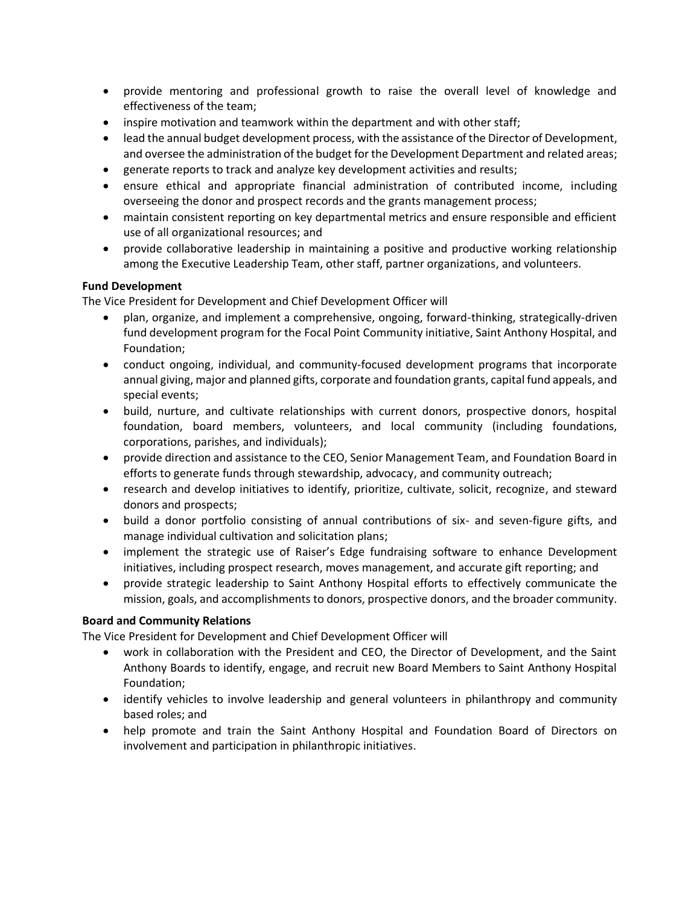- provide mentoring and professional growth to raise the overall level of knowledge and effectiveness of the team;
- inspire motivation and teamwork within the department and with other staff;
- lead the annual budget development process, with the assistance of the Director of Development, and oversee the administration of the budget for the Development Department and related areas;
- generate reports to track and analyze key development activities and results;
- ensure ethical and appropriate financial administration of contributed income, including overseeing the donor and prospect records and the grants management process;
- maintain consistent reporting on key departmental metrics and ensure responsible and efficient use of all organizational resources; and
- provide collaborative leadership in maintaining a positive and productive working relationship among the Executive Leadership Team, other staff, partner organizations, and volunteers.

**Fund Development**

The Vice President for Development and Chief Development Officer will

- plan, organize, and implement a comprehensive, ongoing, forward-thinking, strategically-driven fund development program for the Focal Point Community initiative, Saint Anthony Hospital, and Foundation;
- conduct ongoing, individual, and community-focused development programs that incorporate annual giving, major and planned gifts, corporate and foundation grants, capital fund appeals, and special events;
- build, nurture, and cultivate relationships with current donors, prospective donors, hospital foundation, board members, volunteers, and local community (including foundations, corporations, parishes, and individuals);
- provide direction and assistance to the CEO, Senior Management Team, and Foundation Board in efforts to generate funds through stewardship, advocacy, and community outreach;
- research and develop initiatives to identify, prioritize, cultivate, solicit, recognize, and steward donors and prospects;
- build a donor portfolio consisting of annual contributions of six- and seven-figure gifts, and manage individual cultivation and solicitation plans;
- implement the strategic use of Raiser's Edge fundraising software to enhance Development initiatives, including prospect research, moves management, and accurate gift reporting; and
- provide strategic leadership to Saint Anthony Hospital efforts to effectively communicate the mission, goals, and accomplishments to donors, prospective donors, and the broader community.

**Board and Community Relations**

The Vice President for Development and Chief Development Officer will

- work in collaboration with the President and CEO, the Director of Development, and the Saint Anthony Boards to identify, engage, and recruit new Board Members to Saint Anthony Hospital Foundation;
- identify vehicles to involve leadership and general volunteers in philanthropy and community based roles; and
- help promote and train the Saint Anthony Hospital and Foundation Board of Directors on involvement and participation in philanthropic initiatives.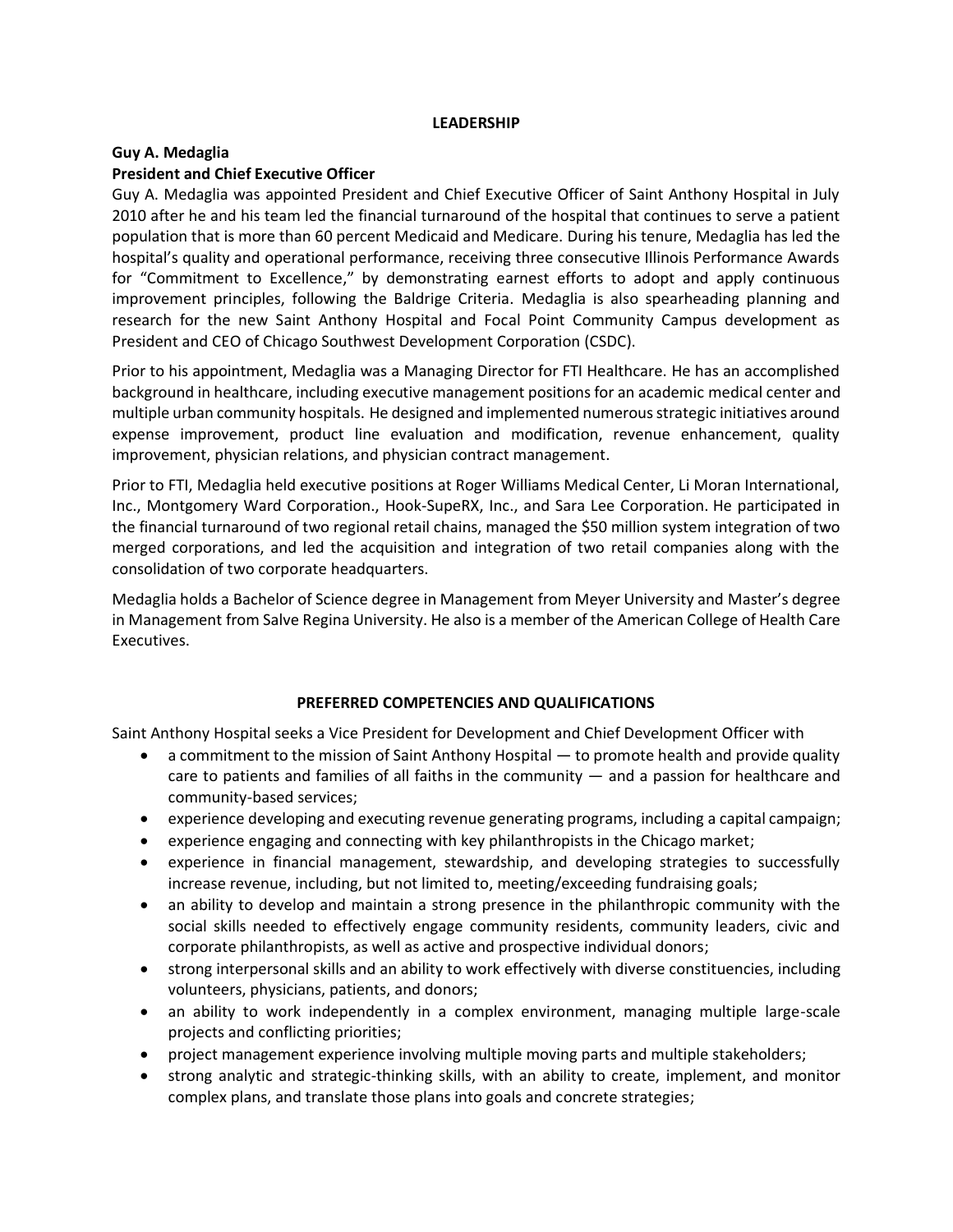## LEADERSHIP

**Guy A. Medaglia**
**President and Chief Executive Officer**

Guy A. Medaglia was appointed President and Chief Executive Officer of Saint Anthony Hospital in July 2010 after he and his team led the financial turnaround of the hospital that continues to serve a patient population that is more than 60 percent Medicaid and Medicare. During his tenure, Medaglia has led the hospital's quality and operational performance, receiving three consecutive Illinois Performance Awards for "Commitment to Excellence," by demonstrating earnest efforts to adopt and apply continuous improvement principles, following the Baldrige Criteria. Medaglia is also spearheading planning and research for the new Saint Anthony Hospital and Focal Point Community Campus development as President and CEO of Chicago Southwest Development Corporation (CSDC).

Prior to his appointment, Medaglia was a Managing Director for FTI Healthcare. He has an accomplished background in healthcare, including executive management positions for an academic medical center and multiple urban community hospitals. He designed and implemented numerous strategic initiatives around expense improvement, product line evaluation and modification, revenue enhancement, quality improvement, physician relations, and physician contract management.

Prior to FTI, Medaglia held executive positions at Roger Williams Medical Center, Li Moran International, Inc., Montgomery Ward Corporation., Hook-SupeRX, Inc., and Sara Lee Corporation. He participated in the financial turnaround of two regional retail chains, managed the $50 million system integration of two merged corporations, and led the acquisition and integration of two retail companies along with the consolidation of two corporate headquarters.

Medaglia holds a Bachelor of Science degree in Management from Meyer University and Master's degree in Management from Salve Regina University. He also is a member of the American College of Health Care Executives.

## PREFERRED COMPETENCIES AND QUALIFICATIONS

Saint Anthony Hospital seeks a Vice President for Development and Chief Development Officer with

- a commitment to the mission of Saint Anthony Hospital — to promote health and provide quality care to patients and families of all faiths in the community — and a passion for healthcare and community-based services;
- experience developing and executing revenue generating programs, including a capital campaign;
- experience engaging and connecting with key philanthropists in the Chicago market;
- experience in financial management, stewardship, and developing strategies to successfully increase revenue, including, but not limited to, meeting/exceeding fundraising goals;
- an ability to develop and maintain a strong presence in the philanthropic community with the social skills needed to effectively engage community residents, community leaders, civic and corporate philanthropists, as well as active and prospective individual donors;
- strong interpersonal skills and an ability to work effectively with diverse constituencies, including volunteers, physicians, patients, and donors;
- an ability to work independently in a complex environment, managing multiple large-scale projects and conflicting priorities;
- project management experience involving multiple moving parts and multiple stakeholders;
- strong analytic and strategic-thinking skills, with an ability to create, implement, and monitor complex plans, and translate those plans into goals and concrete strategies;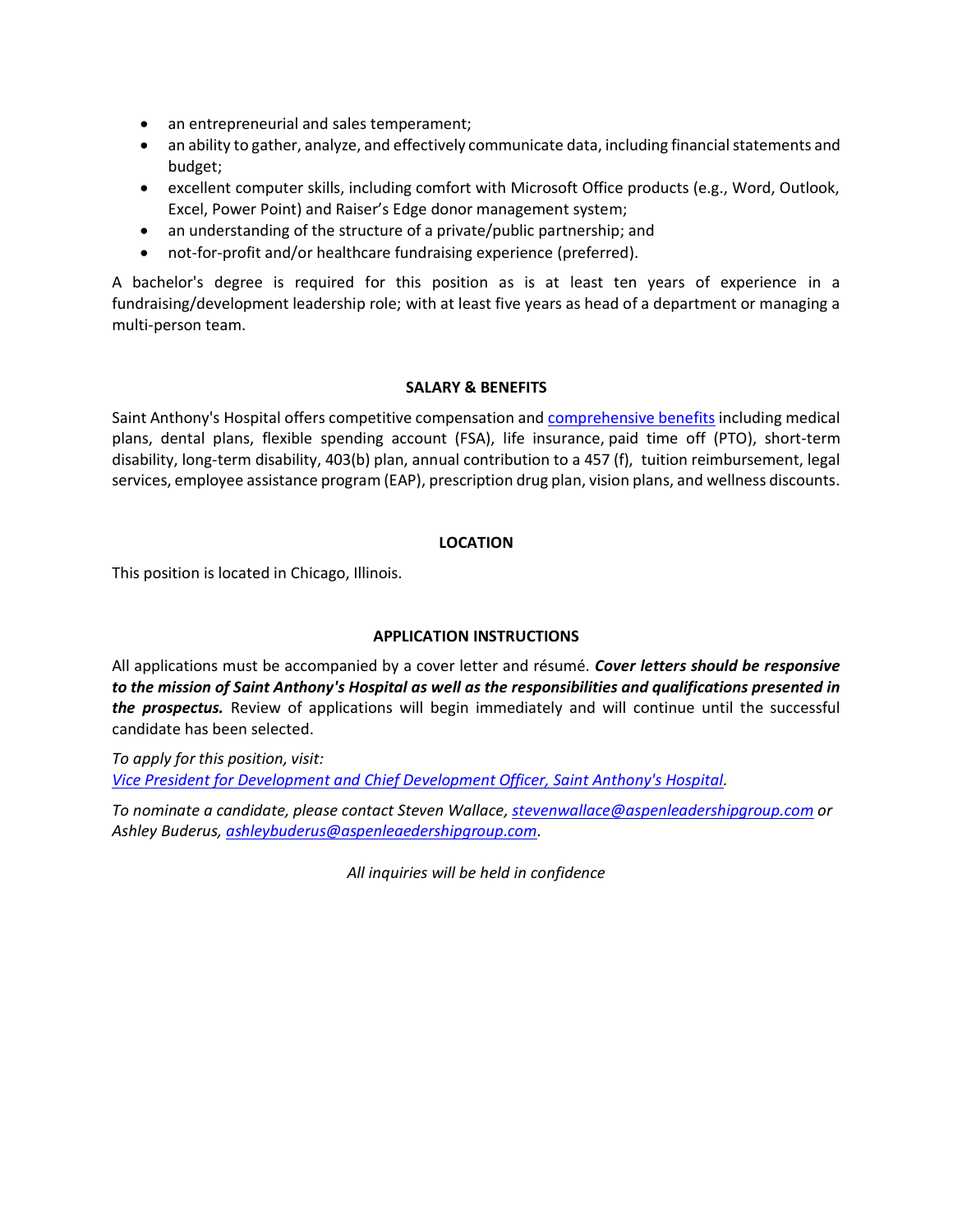- an entrepreneurial and sales temperament;
- an ability to gather, analyze, and effectively communicate data, including financial statements and budget;
- excellent computer skills, including comfort with Microsoft Office products (e.g., Word, Outlook, Excel, Power Point) and Raiser's Edge donor management system;
- an understanding of the structure of a private/public partnership; and
- not-for-profit and/or healthcare fundraising experience (preferred).

A bachelor's degree is required for this position as is at least ten years of experience in a fundraising/development leadership role; with at least five years as head of a department or managing a multi-person team.

## SALARY & BENEFITS

Saint Anthony's Hospital offers competitive compensation and comprehensive benefits including medical plans, dental plans, flexible spending account (FSA), life insurance, paid time off (PTO), short-term disability, long-term disability, 403(b) plan, annual contribution to a 457 (f), tuition reimbursement, legal services, employee assistance program (EAP), prescription drug plan, vision plans, and wellness discounts.

## LOCATION

This position is located in Chicago, Illinois.

## APPLICATION INSTRUCTIONS

All applications must be accompanied by a cover letter and résumé. ***Cover letters should be responsive to the mission of Saint Anthony's Hospital as well as the responsibilities and qualifications presented in the prospectus.*** Review of applications will begin immediately and will continue until the successful candidate has been selected.

*To apply for this position, visit:*
*Vice President for Development and Chief Development Officer, Saint Anthony's Hospital.*

*To nominate a candidate, please contact Steven Wallace, stevenwallace@aspenleadershipgroup.com or Ashley Buderus, ashleybuderus@aspenleaedershipgroup.com.*

*All inquiries will be held in confidence*